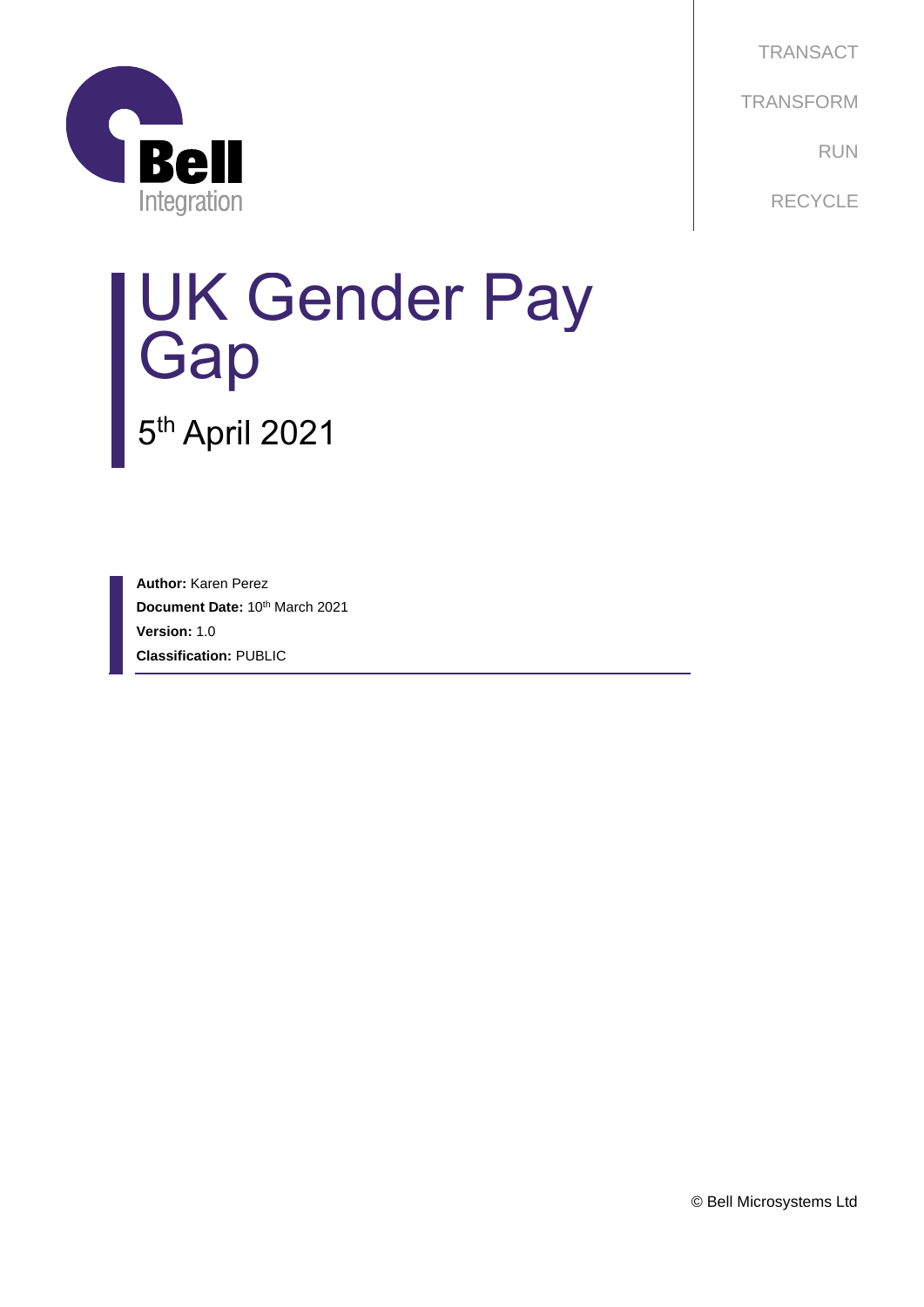Bell Integration

TRANSACT

TRANSFORM

RUN

RECYCLE

# UK Gender Pay Gap

5th April 2021

**Author:** Karen Perez

**Document Date:** 10th March 2021

**Version:** 1.0

**Classification:** PUBLIC

© Bell Microsystems Ltd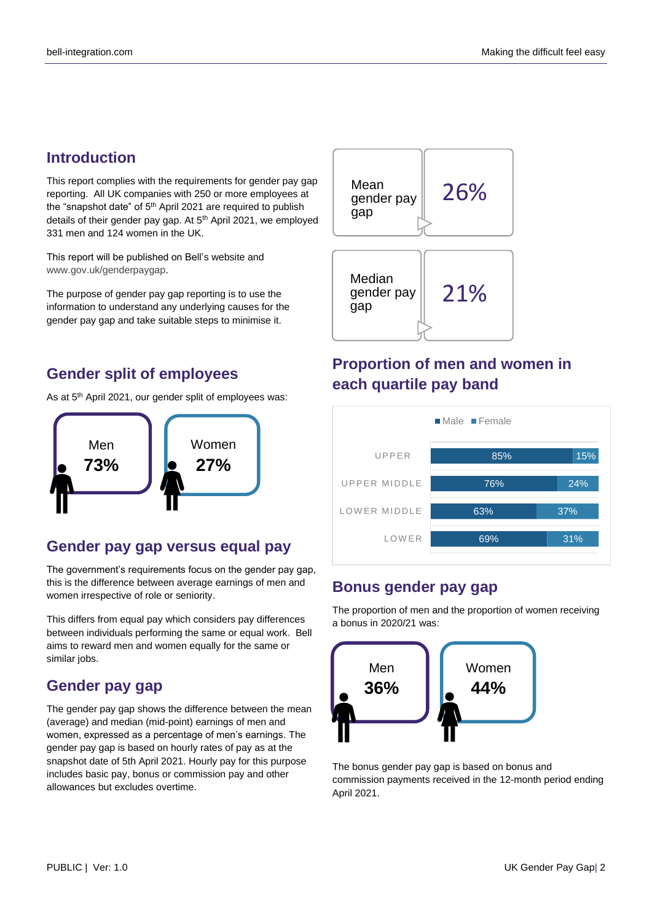## Introduction

This report complies with the requirements for gender pay gap reporting. All UK companies with 250 or more employees at the "snapshot date" of 5th April 2021 are required to publish details of their gender pay gap. At 5th April 2021, we employed 331 men and 124 women in the UK.

This report will be published on Bell's website and www.gov.uk/genderpaygap.

The purpose of gender pay gap reporting is to use the information to understand any underlying causes for the gender pay gap and take suitable steps to minimise it.

| | |
|---|---|
| Mean gender pay gap | 26% |
| Median gender pay gap | 21% |

## Gender split of employees

As at 5th April 2021, our gender split of employees was:

| Men | Women |
|---|---|
| 73% | 27% |

## Proportion of men and women in each quartile pay band

| Quartile | Male | Female |
|---|---|---|
| UPPER | 85% | 15% |
| UPPER MIDDLE | 76% | 24% |
| LOWER MIDDLE | 63% | 37% |
| LOWER | 69% | 31% |

## Gender pay gap versus equal pay

The government's requirements focus on the gender pay gap, this is the difference between average earnings of men and women irrespective of role or seniority.

This differs from equal pay which considers pay differences between individuals performing the same or equal work. Bell aims to reward men and women equally for the same or similar jobs.

## Gender pay gap

The gender pay gap shows the difference between the mean (average) and median (mid-point) earnings of men and women, expressed as a percentage of men's earnings. The gender pay gap is based on hourly rates of pay as at the snapshot date of 5th April 2021. Hourly pay for this purpose includes basic pay, bonus or commission pay and other allowances but excludes overtime.

## Bonus gender pay gap

The proportion of men and the proportion of women receiving a bonus in 2020/21 was:

| Men | Women |
|---|---|
| 36% | 44% |

The bonus gender pay gap is based on bonus and commission payments received in the 12-month period ending April 2021.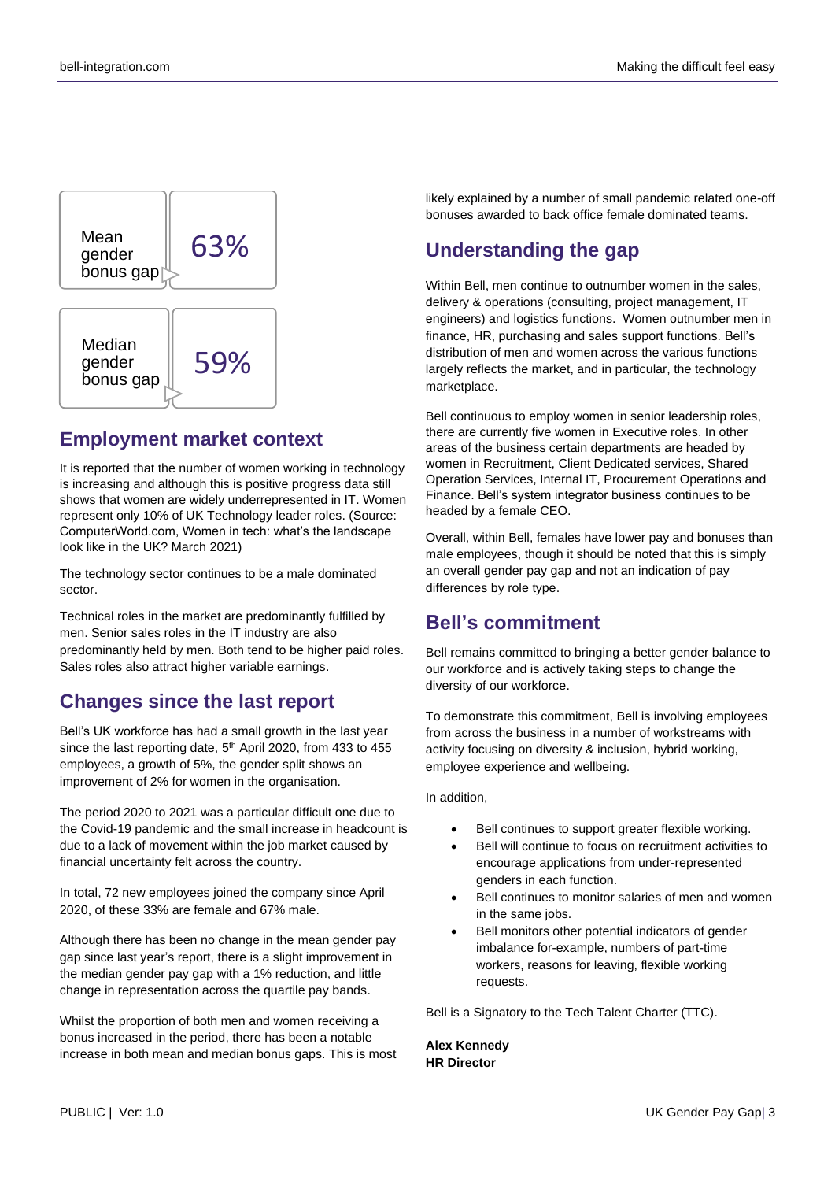| Mean gender bonus gap | 63% |
| --- | --- |
| Median gender bonus gap | 59% |

## Employment market context

It is reported that the number of women working in technology is increasing and although this is positive progress data still shows that women are widely underrepresented in IT. Women represent only 10% of UK Technology leader roles. (Source: ComputerWorld.com, Women in tech: what's the landscape look like in the UK? March 2021)

The technology sector continues to be a male dominated sector.

Technical roles in the market are predominantly fulfilled by men. Senior sales roles in the IT industry are also predominantly held by men. Both tend to be higher paid roles. Sales roles also attract higher variable earnings.

## Changes since the last report

Bell's UK workforce has had a small growth in the last year since the last reporting date, 5th April 2020, from 433 to 455 employees, a growth of 5%, the gender split shows an improvement of 2% for women in the organisation.

The period 2020 to 2021 was a particular difficult one due to the Covid-19 pandemic and the small increase in headcount is due to a lack of movement within the job market caused by financial uncertainty felt across the country.

In total, 72 new employees joined the company since April 2020, of these 33% are female and 67% male.

Although there has been no change in the mean gender pay gap since last year's report, there is a slight improvement in the median gender pay gap with a 1% reduction, and little change in representation across the quartile pay bands.

Whilst the proportion of both men and women receiving a bonus increased in the period, there has been a notable increase in both mean and median bonus gaps. This is most likely explained by a number of small pandemic related one-off bonuses awarded to back office female dominated teams.

## Understanding the gap

Within Bell, men continue to outnumber women in the sales, delivery & operations (consulting, project management, IT engineers) and logistics functions. Women outnumber men in finance, HR, purchasing and sales support functions. Bell's distribution of men and women across the various functions largely reflects the market, and in particular, the technology marketplace.

Bell continuous to employ women in senior leadership roles, there are currently five women in Executive roles. In other areas of the business certain departments are headed by women in Recruitment, Client Dedicated services, Shared Operation Services, Internal IT, Procurement Operations and Finance. Bell's system integrator business continues to be headed by a female CEO.

Overall, within Bell, females have lower pay and bonuses than male employees, though it should be noted that this is simply an overall gender pay gap and not an indication of pay differences by role type.

## Bell's commitment

Bell remains committed to bringing a better gender balance to our workforce and is actively taking steps to change the diversity of our workforce.

To demonstrate this commitment, Bell is involving employees from across the business in a number of workstreams with activity focusing on diversity & inclusion, hybrid working, employee experience and wellbeing.

In addition,

- Bell continues to support greater flexible working.
- Bell will continue to focus on recruitment activities to encourage applications from under-represented genders in each function.
- Bell continues to monitor salaries of men and women in the same jobs.
- Bell monitors other potential indicators of gender imbalance for-example, numbers of part-time workers, reasons for leaving, flexible working requests.

Bell is a Signatory to the Tech Talent Charter (TTC).

**Alex Kennedy**
**HR Director**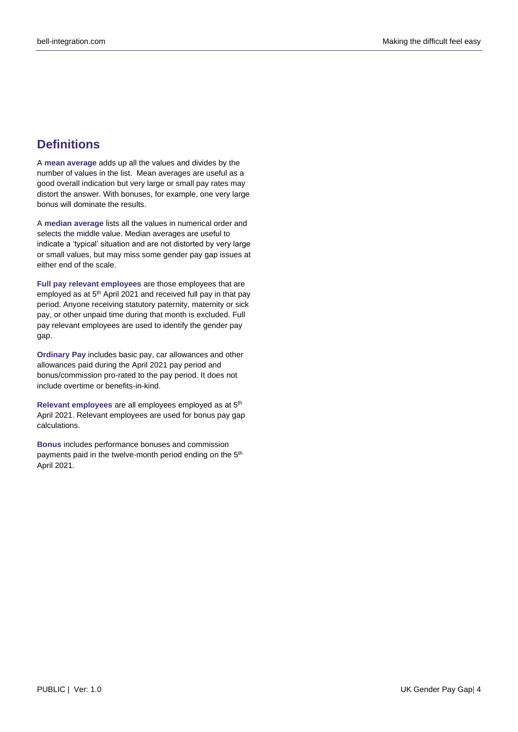## Definitions

A **mean average** adds up all the values and divides by the number of values in the list. Mean averages are useful as a good overall indication but very large or small pay rates may distort the answer. With bonuses, for example, one very large bonus will dominate the results.

A **median average** lists all the values in numerical order and selects the middle value. Median averages are useful to indicate a 'typical' situation and are not distorted by very large or small values, but may miss some gender pay gap issues at either end of the scale.

**Full pay relevant employees** are those employees that are employed as at 5th April 2021 and received full pay in that pay period. Anyone receiving statutory paternity, maternity or sick pay, or other unpaid time during that month is excluded. Full pay relevant employees are used to identify the gender pay gap.

**Ordinary Pay** includes basic pay, car allowances and other allowances paid during the April 2021 pay period and bonus/commission pro-rated to the pay period. It does not include overtime or benefits-in-kind.

**Relevant employees** are all employees employed as at 5th April 2021. Relevant employees are used for bonus pay gap calculations.

**Bonus** includes performance bonuses and commission payments paid in the twelve-month period ending on the 5th April 2021.